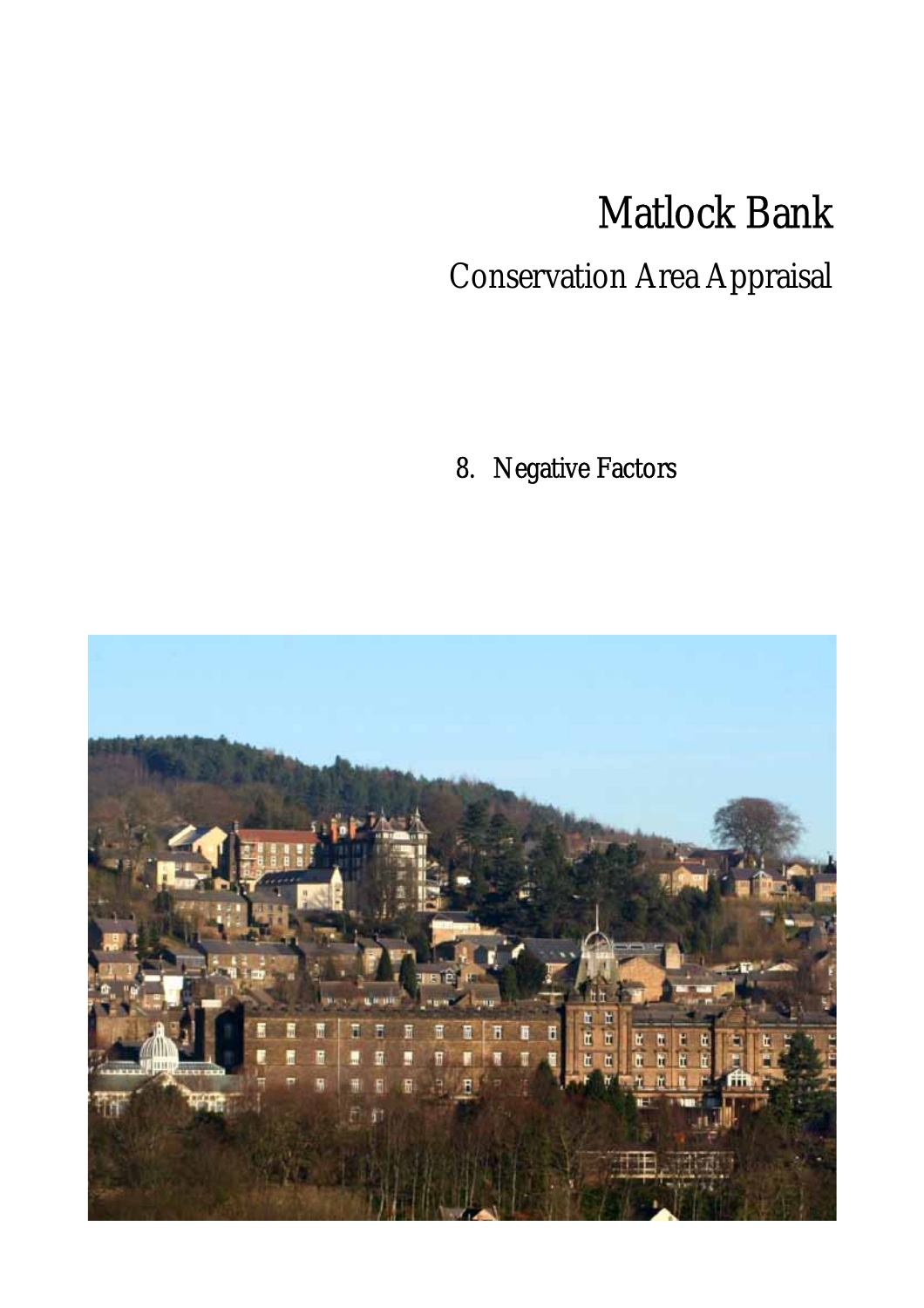# Matlock Bank

## Conservation Area Appraisal

8. Negative Factors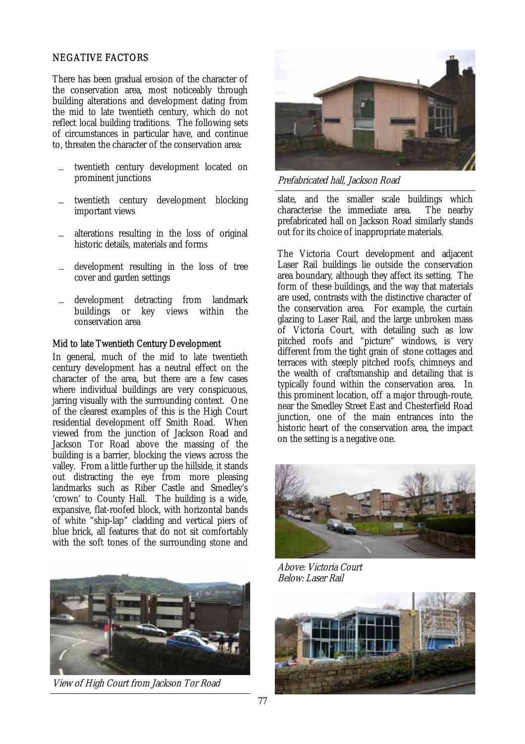## NEGATIVE FACTORS

There has been gradual erosion of the character of the conservation area, most noticeably through building alterations and development dating from the mid to late twentieth century, which do not reflect local building traditions. The following sets of circumstances in particular have, and continue to, threaten the character of the conservation area:

- twentieth century development located on prominent junctions
- twentieth century development blocking important views
- alterations resulting in the loss of original historic details, materials and forms
- development resulting in the loss of tree cover and garden settings
- development detracting from landmark buildings or key views within the conservation area

### Mid to late Twentieth Century Development

In general, much of the mid to late twentieth century development has a neutral effect on the character of the area, but there are a few cases where individual buildings are very conspicuous, jarring visually with the surrounding context. One of the clearest examples of this is the High Court residential development off Smith Road. When viewed from the junction of Jackson Road and Jackson Tor Road above the massing of the building is a barrier, blocking the views across the valley. From a little further up the hillside, it stands out distracting the eye from more pleasing landmarks such as Riber Castle and Smedley's 'crown' to County Hall. The building is a wide, expansive, flat-roofed block, with horizontal bands of white "ship-lap" cladding and vertical piers of blue brick, all features that do not sit comfortably with the soft tones of the surrounding stone and slate, and the smaller scale buildings which characterise the immediate area. The nearby prefabricated hall on Jackson Road similarly stands out for its choice of inappropriate materials.

*View of High Court from Jackson Tor Road*

*Prefabricated hall, Jackson Road*

The Victoria Court development and adjacent Laser Rail buildings lie outside the conservation area boundary, although they affect its setting. The form of these buildings, and the way that materials are used, contrasts with the distinctive character of the conservation area. For example, the curtain glazing to Laser Rail, and the large unbroken mass of Victoria Court, with detailing such as low pitched roofs and "picture" windows, is very different from the tight grain of stone cottages and terraces with steeply pitched roofs, chimneys and the wealth of craftsmanship and detailing that is typically found within the conservation area. In this prominent location, off a major through-route, near the Smedley Street East and Chesterfield Road junction, one of the main entrances into the historic heart of the conservation area, the impact on the setting is a negative one.

*Above: Victoria Court*
*Below: Laser Rail*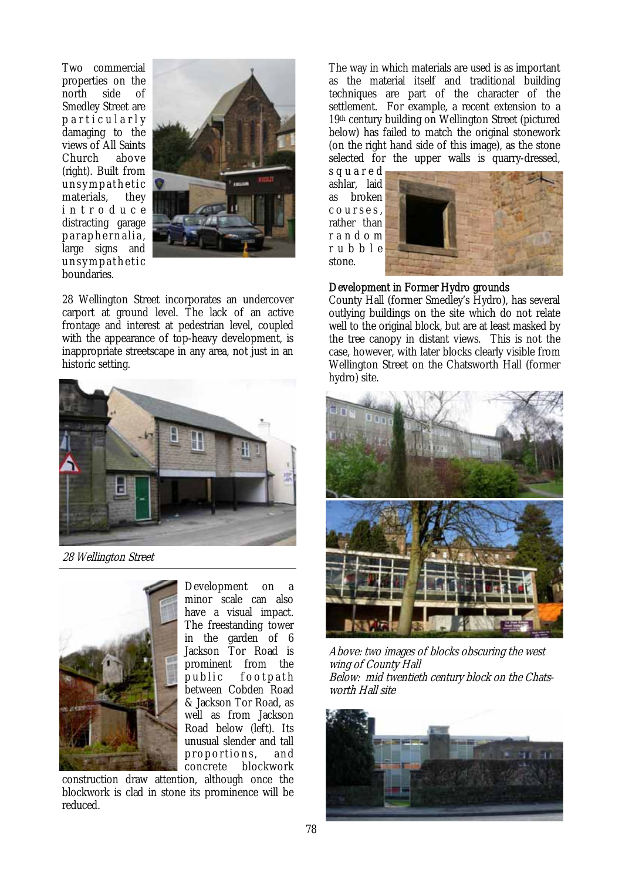Two commercial properties on the north side of Smedley Street are particularly damaging to the views of All Saints Church above (right). Built from unsympathetic materials, they introduce distracting garage paraphernalia, large signs and unsympathetic boundaries.

28 Wellington Street incorporates an undercover carport at ground level. The lack of an active frontage and interest at pedestrian level, coupled with the appearance of top-heavy development, is inappropriate streetscape in any area, not just in an historic setting.

*28 Wellington Street*

Development on a minor scale can also have a visual impact. The freestanding tower in the garden of 6 Jackson Tor Road is prominent from the public footpath between Cobden Road & Jackson Tor Road, as well as from Jackson Road below (left). Its unusual slender and tall proportions, and concrete blockwork construction draw attention, although once the blockwork is clad in stone its prominence will be reduced.

The way in which materials are used is as important as the material itself and traditional building techniques are part of the character of the settlement. For example, a recent extension to a 19th century building on Wellington Street (pictured below) has failed to match the original stonework (on the right hand side of this image), as the stone selected for the upper walls is quarry-dressed, squared ashlar, laid as broken courses, rather than random rubble stone.

### Development in Former Hydro grounds

County Hall (former Smedley's Hydro), has several outlying buildings on the site which do not relate well to the original block, but are at least masked by the tree canopy in distant views. This is not the case, however, with later blocks clearly visible from Wellington Street on the Chatsworth Hall (former hydro) site.

*Above: two images of blocks obscuring the west wing of County Hall*
*Below: mid twentieth century block on the Chatsworth Hall site*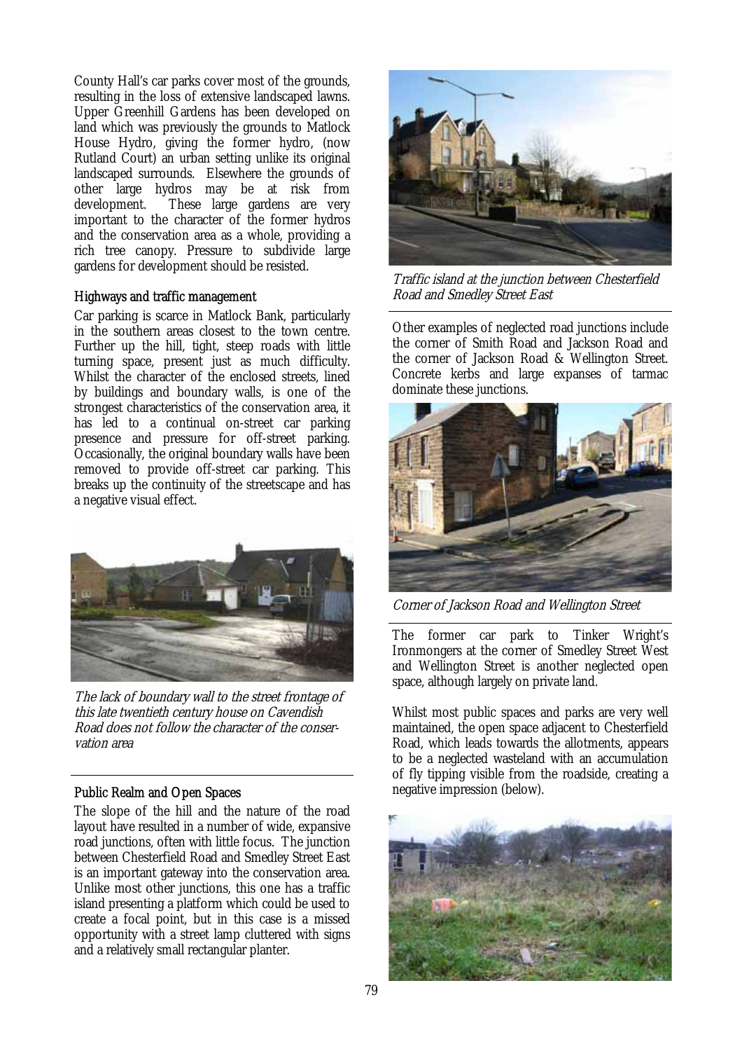County Hall's car parks cover most of the grounds, resulting in the loss of extensive landscaped lawns. Upper Greenhill Gardens has been developed on land which was previously the grounds to Matlock House Hydro, giving the former hydro, (now Rutland Court) an urban setting unlike its original landscaped surrounds. Elsewhere the grounds of other large hydros may be at risk from development. These large gardens are very important to the character of the former hydros and the conservation area as a whole, providing a rich tree canopy. Pressure to subdivide large gardens for development should be resisted.

### Highways and traffic management

Car parking is scarce in Matlock Bank, particularly in the southern areas closest to the town centre. Further up the hill, tight, steep roads with little turning space, present just as much difficulty. Whilst the character of the enclosed streets, lined by buildings and boundary walls, is one of the strongest characteristics of the conservation area, it has led to a continual on-street car parking presence and pressure for off-street parking. Occasionally, the original boundary walls have been removed to provide off-street car parking. This breaks up the continuity of the streetscape and has a negative visual effect.

*The lack of boundary wall to the street frontage of this late twentieth century house on Cavendish Road does not follow the character of the conservation area*

### Public Realm and Open Spaces

The slope of the hill and the nature of the road layout have resulted in a number of wide, expansive road junctions, often with little focus. The junction between Chesterfield Road and Smedley Street East is an important gateway into the conservation area. Unlike most other junctions, this one has a traffic island presenting a platform which could be used to create a focal point, but in this case is a missed opportunity with a street lamp cluttered with signs and a relatively small rectangular planter.

*Traffic island at the junction between Chesterfield Road and Smedley Street East*

Other examples of neglected road junctions include the corner of Smith Road and Jackson Road and the corner of Jackson Road & Wellington Street. Concrete kerbs and large expanses of tarmac dominate these junctions.

*Corner of Jackson Road and Wellington Street*

The former car park to Tinker Wright's Ironmongers at the corner of Smedley Street West and Wellington Street is another neglected open space, although largely on private land.

Whilst most public spaces and parks are very well maintained, the open space adjacent to Chesterfield Road, which leads towards the allotments, appears to be a neglected wasteland with an accumulation of fly tipping visible from the roadside, creating a negative impression (below).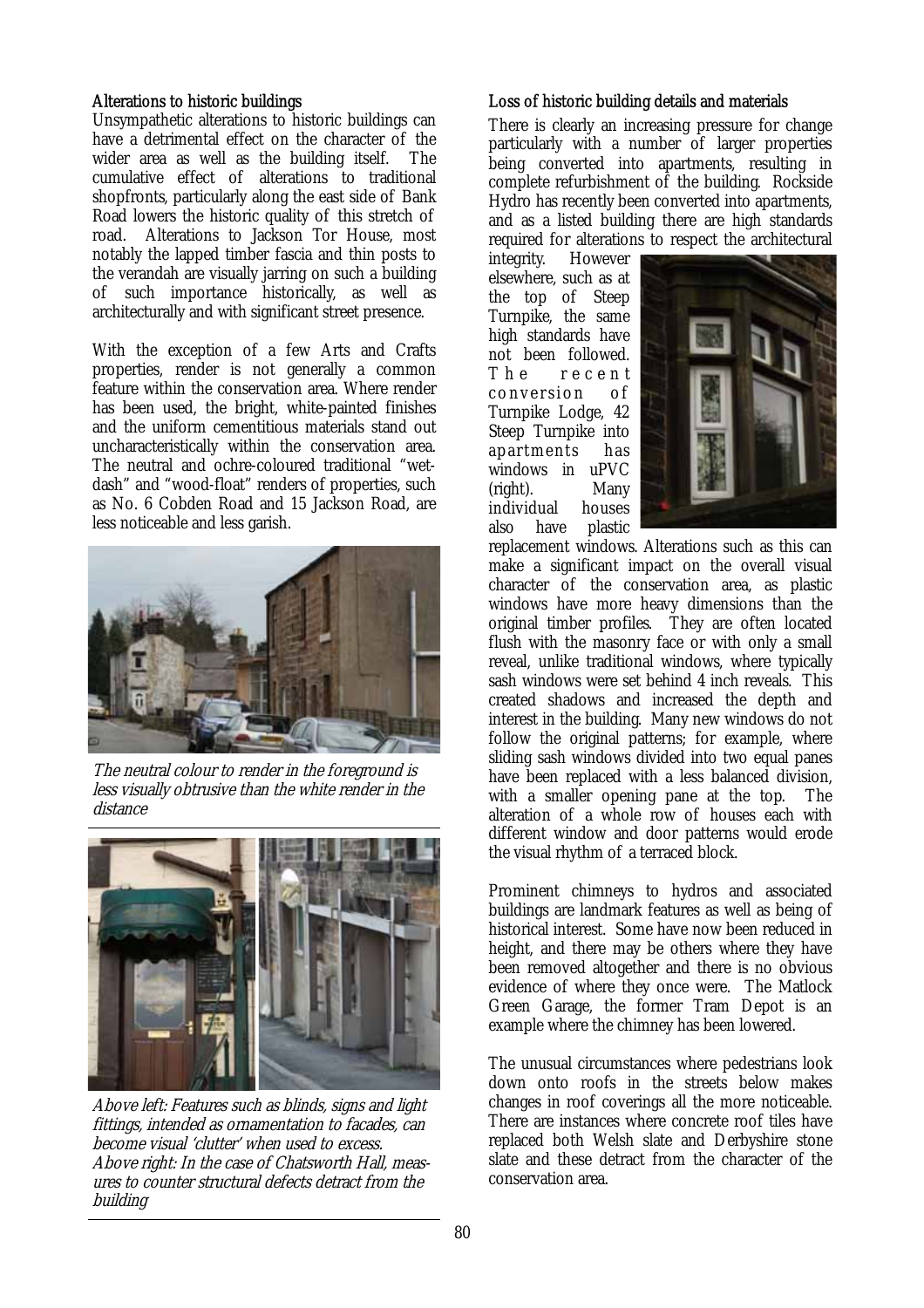### Alterations to historic buildings

Unsympathetic alterations to historic buildings can have a detrimental effect on the character of the wider area as well as the building itself. The cumulative effect of alterations to traditional shopfronts, particularly along the east side of Bank Road lowers the historic quality of this stretch of road. Alterations to Jackson Tor House, most notably the lapped timber fascia and thin posts to the verandah are visually jarring on such a building of such importance historically, as well as architecturally and with significant street presence.

With the exception of a few Arts and Crafts properties, render is not generally a common feature within the conservation area. Where render has been used, the bright, white-painted finishes and the uniform cementitious materials stand out uncharacteristically within the conservation area. The neutral and ochre-coloured traditional "wet-dash" and "wood-float" renders of properties, such as No. 6 Cobden Road and 15 Jackson Road, are less noticeable and less garish.

*The neutral colour to render in the foreground is less visually obtrusive than the white render in the distance*

*Above left: Features such as blinds, signs and light fittings, intended as ornamentation to facades, can become visual 'clutter' when used to excess.*
*Above right: In the case of Chatsworth Hall, measures to counter structural defects detract from the building*

### Loss of historic building details and materials

There is clearly an increasing pressure for change particularly with a number of larger properties being converted into apartments, resulting in complete refurbishment of the building. Rockside Hydro has recently been converted into apartments, and as a listed building there are high standards required for alterations to respect the architectural integrity. However elsewhere, such as at the top of Steep Turnpike, the same high standards have not been followed. The recent conversion of Turnpike Lodge, 42 Steep Turnpike into apartments has windows in uPVC (right). Many individual houses also have plastic replacement windows. Alterations such as this can make a significant impact on the overall visual character of the conservation area, as plastic windows have more heavy dimensions than the original timber profiles. They are often located flush with the masonry face or with only a small reveal, unlike traditional windows, where typically sash windows were set behind 4 inch reveals. This created shadows and increased the depth and interest in the building. Many new windows do not follow the original patterns; for example, where sliding sash windows divided into two equal panes have been replaced with a less balanced division, with a smaller opening pane at the top. The alteration of a whole row of houses each with different window and door patterns would erode the visual rhythm of a terraced block.

Prominent chimneys to hydros and associated buildings are landmark features as well as being of historical interest. Some have now been reduced in height, and there may be others where they have been removed altogether and there is no obvious evidence of where they once were. The Matlock Green Garage, the former Tram Depot is an example where the chimney has been lowered.

The unusual circumstances where pedestrians look down onto roofs in the streets below makes changes in roof coverings all the more noticeable. There are instances where concrete roof tiles have replaced both Welsh slate and Derbyshire stone slate and these detract from the character of the conservation area.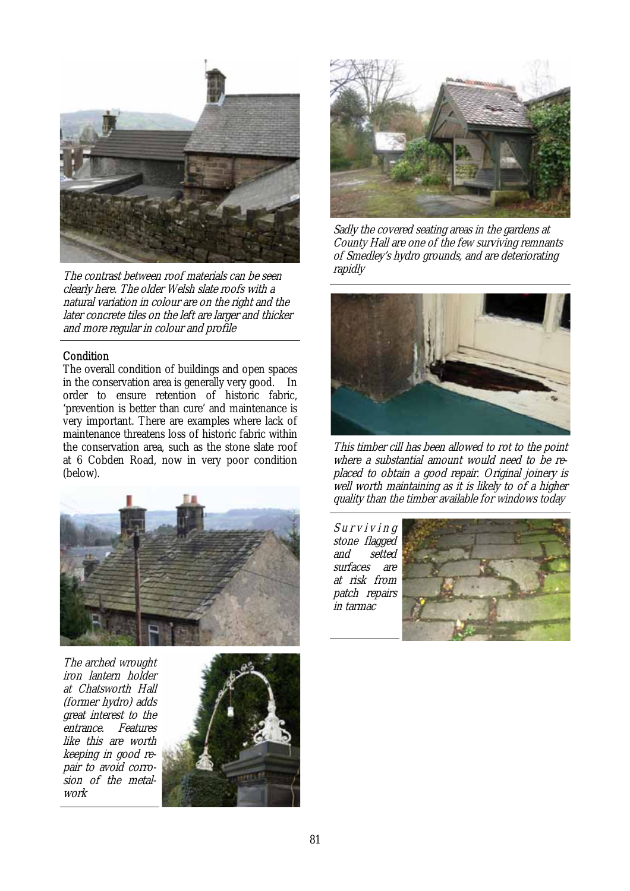*The contrast between roof materials can be seen clearly here. The older Welsh slate roofs with a natural variation in colour are on the right and the later concrete tiles on the left are larger and thicker and more regular in colour and profile*

**Condition**

The overall condition of buildings and open spaces in the conservation area is generally very good. In order to ensure retention of historic fabric, 'prevention is better than cure' and maintenance is very important. There are examples where lack of maintenance threatens loss of historic fabric within the conservation area, such as the stone slate roof at 6 Cobden Road, now in very poor condition (below).

*The arched wrought iron lantern holder at Chatsworth Hall (former hydro) adds great interest to the entrance. Features like this are worth keeping in good repair to avoid corrosion of the metalwork*

*Sadly the covered seating areas in the gardens at County Hall are one of the few surviving remnants of Smedley's hydro grounds, and are deteriorating rapidly*

*This timber cill has been allowed to rot to the point where a substantial amount would need to be replaced to obtain a good repair. Original joinery is well worth maintaining as it is likely to of a higher quality than the timber available for windows today*

*Surviving stone flagged and setted surfaces are at risk from patch repairs in tarmac*